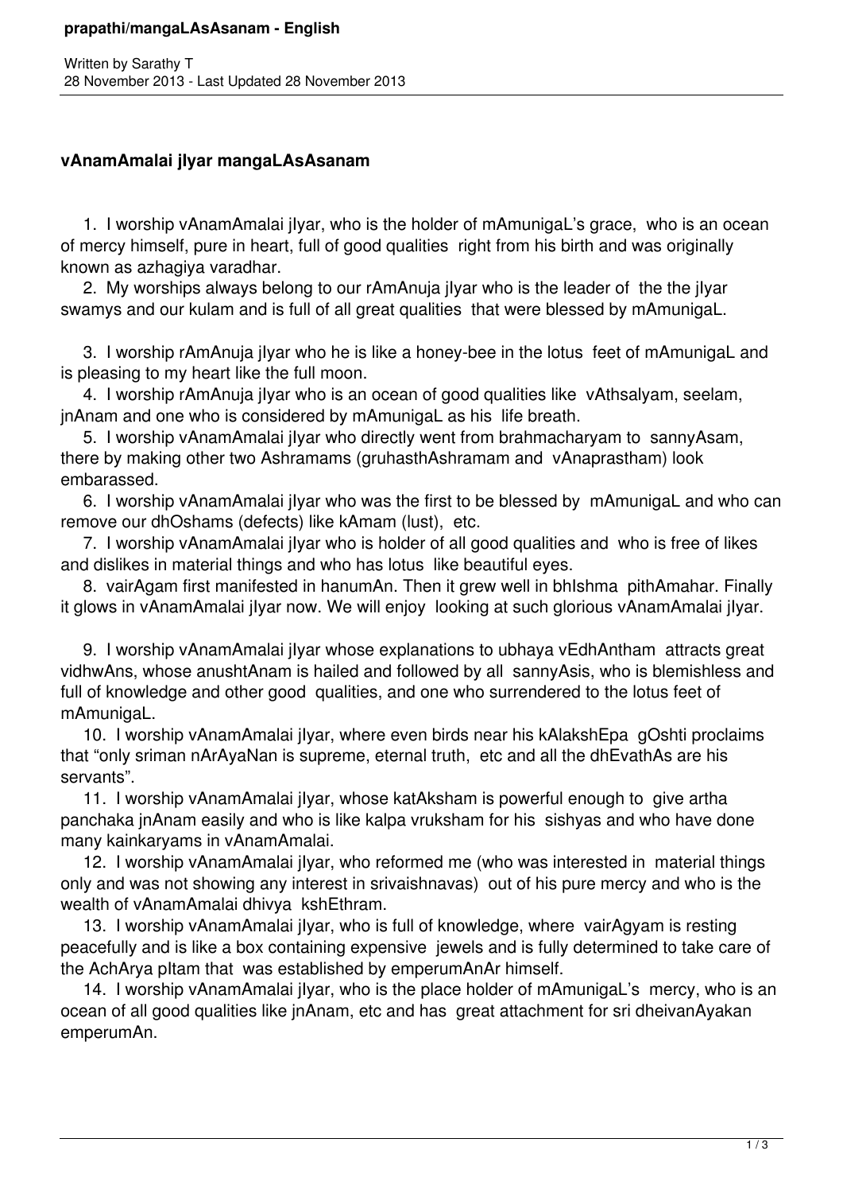# prapathi/mangaLAsAsanam - English

Written by Sarathy T
28 November 2013 - Last Updated 28 November 2013

## vAnamAmalai jIyar mangaLAsAsanam

1. I worship vAnamAmalai jIyar, who is the holder of mAmunigaL's grace, who is an ocean of mercy himself, pure in heart, full of good qualities right from his birth and was originally known as azhagiya varadhar.
2. My worships always belong to our rAmAnuja jIyar who is the leader of the the jIyar swamys and our kulam and is full of all great qualities that were blessed by mAmunigaL.
3. I worship rAmAnuja jIyar who he is like a honey-bee in the lotus feet of mAmunigaL and is pleasing to my heart like the full moon.
4. I worship rAmAnuja jIyar who is an ocean of good qualities like vAthsalyam, seelam, jnAnam and one who is considered by mAmunigaL as his life breath.
5. I worship vAnamAmalai jIyar who directly went from brahmacharyam to sannyAsam, there by making other two Ashramams (gruhasthAshramam and vAnaprastham) look embarassed.
6. I worship vAnamAmalai jIyar who was the first to be blessed by mAmunigaL and who can remove our dhOshams (defects) like kAmam (lust), etc.
7. I worship vAnamAmalai jIyar who is holder of all good qualities and who is free of likes and dislikes in material things and who has lotus like beautiful eyes.
8. vairAgam first manifested in hanumAn. Then it grew well in bhIshma pithAmahar. Finally it glows in vAnamAmalai jIyar now. We will enjoy looking at such glorious vAnamAmalai jIyar.
9. I worship vAnamAmalai jIyar whose explanations to ubhaya vEdhAntham attracts great vidhwAns, whose anushtAnam is hailed and followed by all sannyAsis, who is blemishless and full of knowledge and other good qualities, and one who surrendered to the lotus feet of mAmunigaL.
10. I worship vAnamAmalai jIyar, where even birds near his kAlakshEpa gOshti proclaims that "only sriman nArAyaNan is supreme, eternal truth, etc and all the dhEvathAs are his servants".
11. I worship vAnamAmalai jIyar, whose katAksham is powerful enough to give artha panchaka jnAnam easily and who is like kalpa vruksham for his sishyas and who have done many kainkaryams in vAnamAmalai.
12. I worship vAnamAmalai jIyar, who reformed me (who was interested in material things only and was not showing any interest in srivaishnavas) out of his pure mercy and who is the wealth of vAnamAmalai dhivya kshEthram.
13. I worship vAnamAmalai jIyar, who is full of knowledge, where vairAgyam is resting peacefully and is like a box containing expensive jewels and is fully determined to take care of the AchArya pItam that was established by emperumAnAr himself.
14. I worship vAnamAmalai jIyar, who is the place holder of mAmunigaL's mercy, who is an ocean of all good qualities like jnAnam, etc and has great attachment for sri dheivanAyakan emperumAn.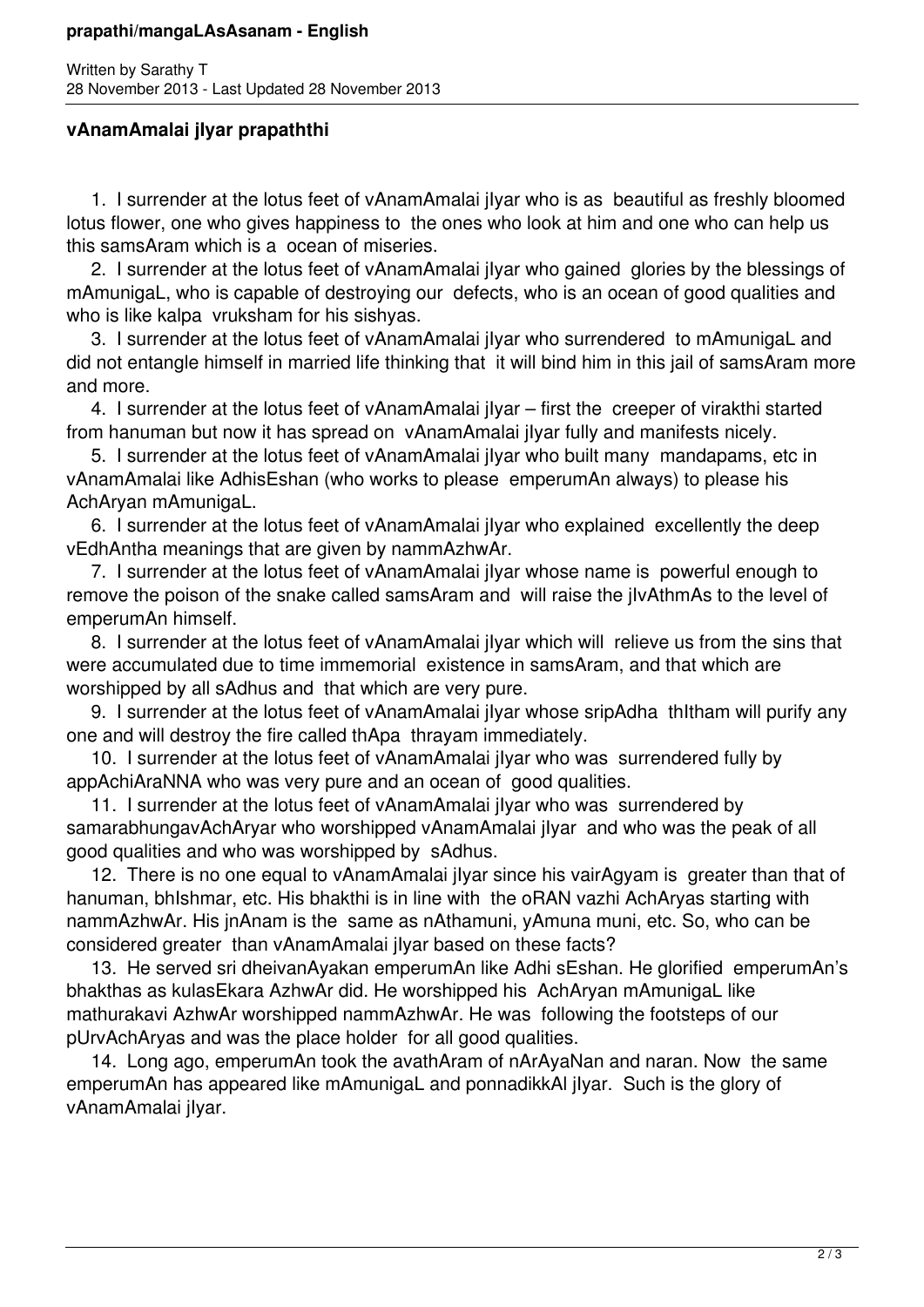## vAnamAmalai jIyar prapaththi

1. I surrender at the lotus feet of vAnamAmalai jIyar who is as beautiful as freshly bloomed lotus flower, one who gives happiness to the ones who look at him and one who can help us this samsAram which is a ocean of miseries.
2. I surrender at the lotus feet of vAnamAmalai jIyar who gained glories by the blessings of mAmunigaL, who is capable of destroying our defects, who is an ocean of good qualities and who is like kalpa vruksham for his sishyas.
3. I surrender at the lotus feet of vAnamAmalai jIyar who surrendered to mAmunigaL and did not entangle himself in married life thinking that it will bind him in this jail of samsAram more and more.
4. I surrender at the lotus feet of vAnamAmalai jIyar – first the creeper of virakthi started from hanuman but now it has spread on vAnamAmalai jIyar fully and manifests nicely.
5. I surrender at the lotus feet of vAnamAmalai jIyar who built many mandapams, etc in vAnamAmalai like AdhisEshan (who works to please emperumAn always) to please his AchAryan mAmunigaL.
6. I surrender at the lotus feet of vAnamAmalai jIyar who explained excellently the deep vEdhAntha meanings that are given by nammAzhwAr.
7. I surrender at the lotus feet of vAnamAmalai jIyar whose name is powerful enough to remove the poison of the snake called samsAram and will raise the jIvAthmAs to the level of emperumAn himself.
8. I surrender at the lotus feet of vAnamAmalai jIyar which will relieve us from the sins that were accumulated due to time immemorial existence in samsAram, and that which are worshipped by all sAdhus and that which are very pure.
9. I surrender at the lotus feet of vAnamAmalai jIyar whose sripAdha thItham will purify any one and will destroy the fire called thApa thrayam immediately.
10. I surrender at the lotus feet of vAnamAmalai jIyar who was surrendered fully by appAchiAraNNA who was very pure and an ocean of good qualities.
11. I surrender at the lotus feet of vAnamAmalai jIyar who was surrendered by samarabhungavAchAryar who worshipped vAnamAmalai jIyar and who was the peak of all good qualities and who was worshipped by sAdhus.
12. There is no one equal to vAnamAmalai jIyar since his vairAgyam is greater than that of hanuman, bhIshmar, etc. His bhakthi is in line with the oRAN vazhi AchAryas starting with nammAzhwAr. His jnAnam is the same as nAthamuni, yAmuna muni, etc. So, who can be considered greater than vAnamAmalai jIyar based on these facts?
13. He served sri dheivanAyakan emperumAn like Adhi sEshan. He glorified emperumAn's bhakthas as kulasEkara AzhwAr did. He worshipped his AchAryan mAmunigaL like mathurakavi AzhwAr worshipped nammAzhwAr. He was following the footsteps of our pUrvAchAryas and was the place holder for all good qualities.
14. Long ago, emperumAn took the avathAram of nArAyaNan and naran. Now the same emperumAn has appeared like mAmunigaL and ponnadikkAl jIyar. Such is the glory of vAnamAmalai jIyar.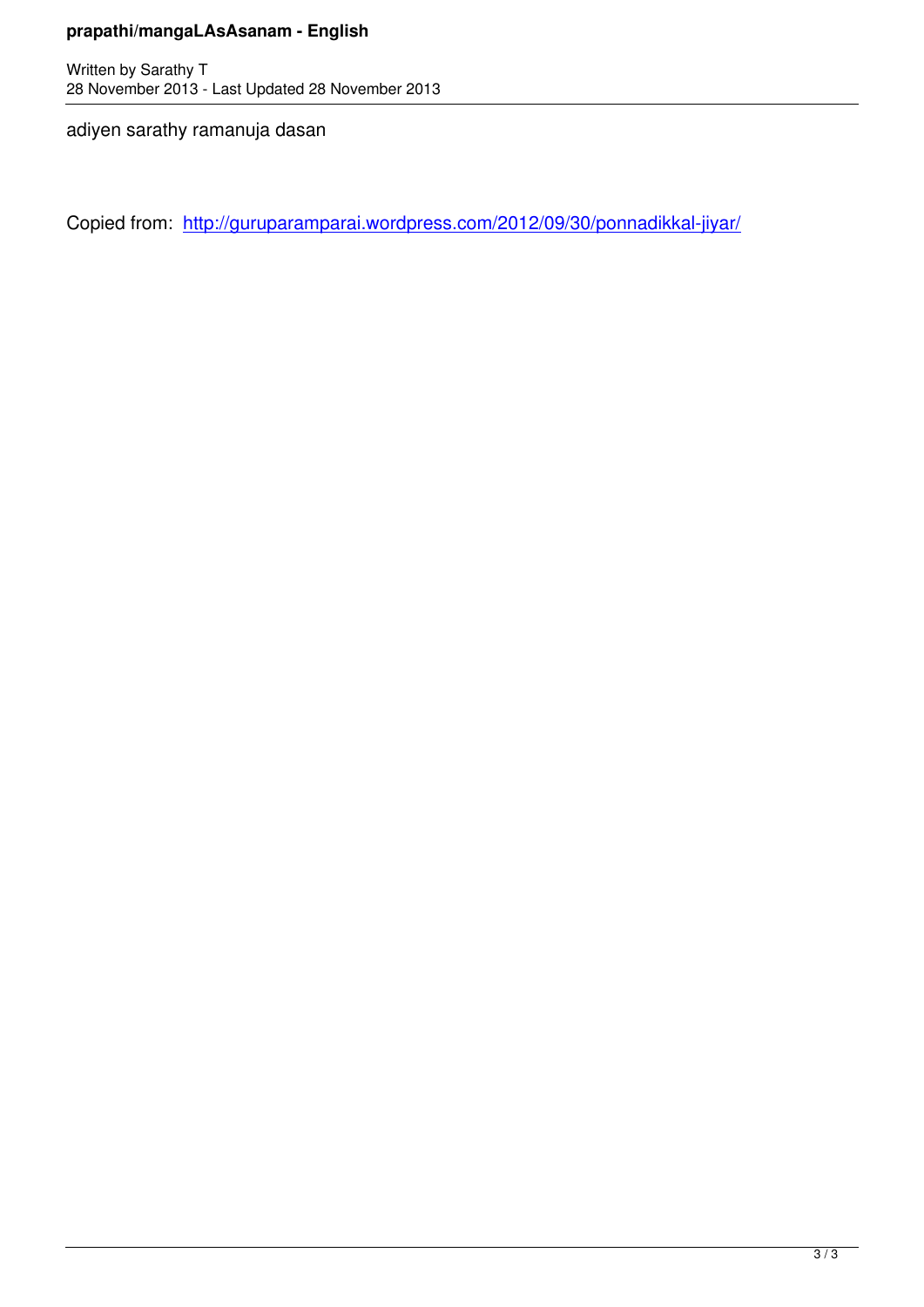adiyen sarathy ramanuja dasan

Copied from: [http://guruparamparai.wordpress.com/2012/09/30/ponnadikkal-jiyar/](http://guruparamparai.wordpress.com/2012/09/30/ponnadikkal-jiyar/)